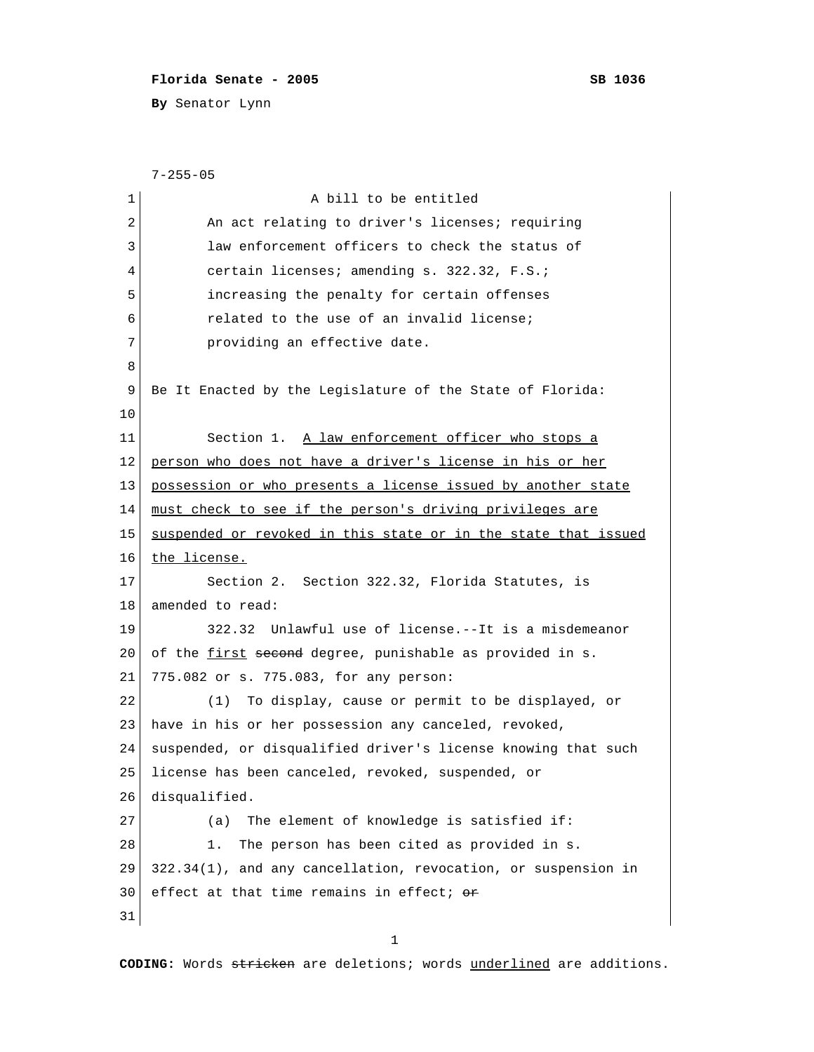**Florida Senate - 2005** **SB 1036**

**By** Senator Lynn

7-255-05

A bill to be entitled

An act relating to driver's licenses; requiring law enforcement officers to check the status of certain licenses; amending s. 322.32, F.S.; increasing the penalty for certain offenses related to the use of an invalid license; providing an effective date.

Be It Enacted by the Legislature of the State of Florida:

Section 1. <u>A law enforcement officer who stops a person who does not have a driver's license in his or her possession or who presents a license issued by another state must check to see if the person's driving privileges are suspended or revoked in this state or in the state that issued the license.</u>

Section 2. Section 322.32, Florida Statutes, is amended to read:

322.32 Unlawful use of license.--It is a misdemeanor of the <u>first</u> ~~second~~ degree, punishable as provided in s. 775.082 or s. 775.083, for any person:

(1) To display, cause or permit to be displayed, or have in his or her possession any canceled, revoked, suspended, or disqualified driver's license knowing that such license has been canceled, revoked, suspended, or disqualified.

(a) The element of knowledge is satisfied if:

1. The person has been cited as provided in s. 322.34(1), and any cancellation, revocation, or suspension in effect at that time remains in effect; ~~or~~

**CODING:** Words ~~stricken~~ are deletions; words <u>underlined</u> are additions.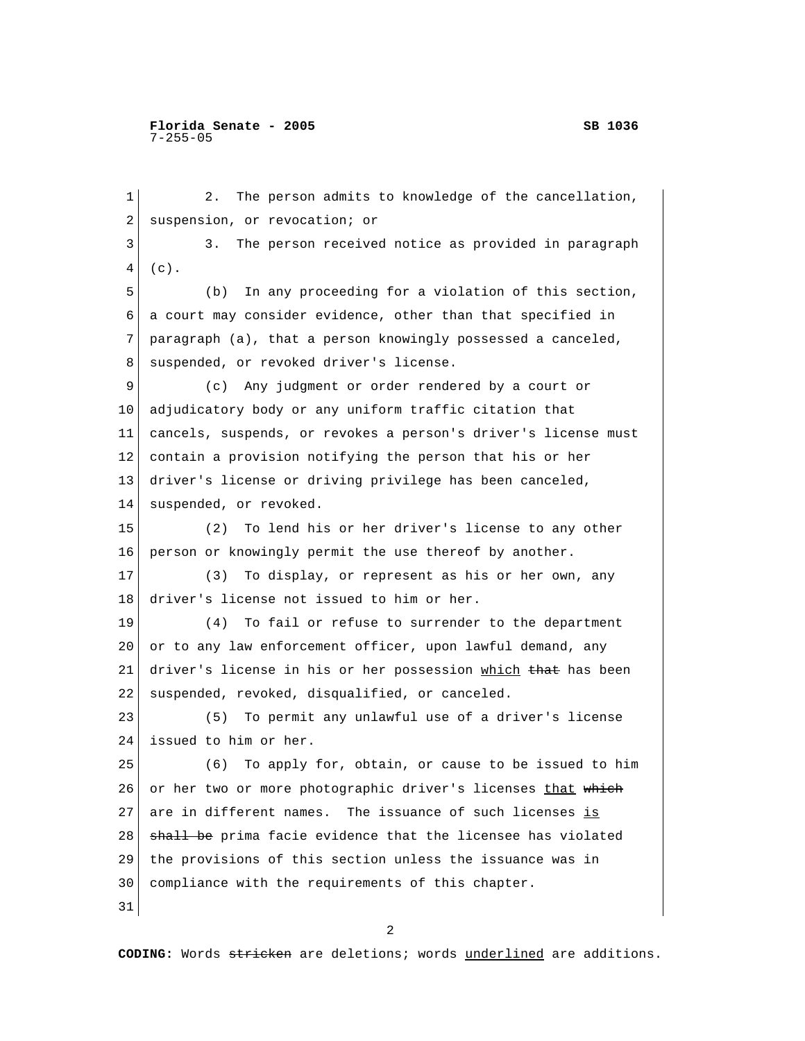2. The person admits to knowledge of the cancellation, suspension, or revocation; or

3. The person received notice as provided in paragraph (c).

(b) In any proceeding for a violation of this section, a court may consider evidence, other than that specified in paragraph (a), that a person knowingly possessed a canceled, suspended, or revoked driver's license.

(c) Any judgment or order rendered by a court or adjudicatory body or any uniform traffic citation that cancels, suspends, or revokes a person's driver's license must contain a provision notifying the person that his or her driver's license or driving privilege has been canceled, suspended, or revoked.

(2) To lend his or her driver's license to any other person or knowingly permit the use thereof by another.

(3) To display, or represent as his or her own, any driver's license not issued to him or her.

(4) To fail or refuse to surrender to the department or to any law enforcement officer, upon lawful demand, any driver's license in his or her possession <u>which</u> ~~that~~ has been suspended, revoked, disqualified, or canceled.

(5) To permit any unlawful use of a driver's license issued to him or her.

(6) To apply for, obtain, or cause to be issued to him or her two or more photographic driver's licenses <u>that</u> ~~which~~ are in different names. The issuance of such licenses <u>is</u> ~~shall be~~ prima facie evidence that the licensee has violated the provisions of this section unless the issuance was in compliance with the requirements of this chapter.

**CODING:** Words ~~stricken~~ are deletions; words <u>underlined</u> are additions.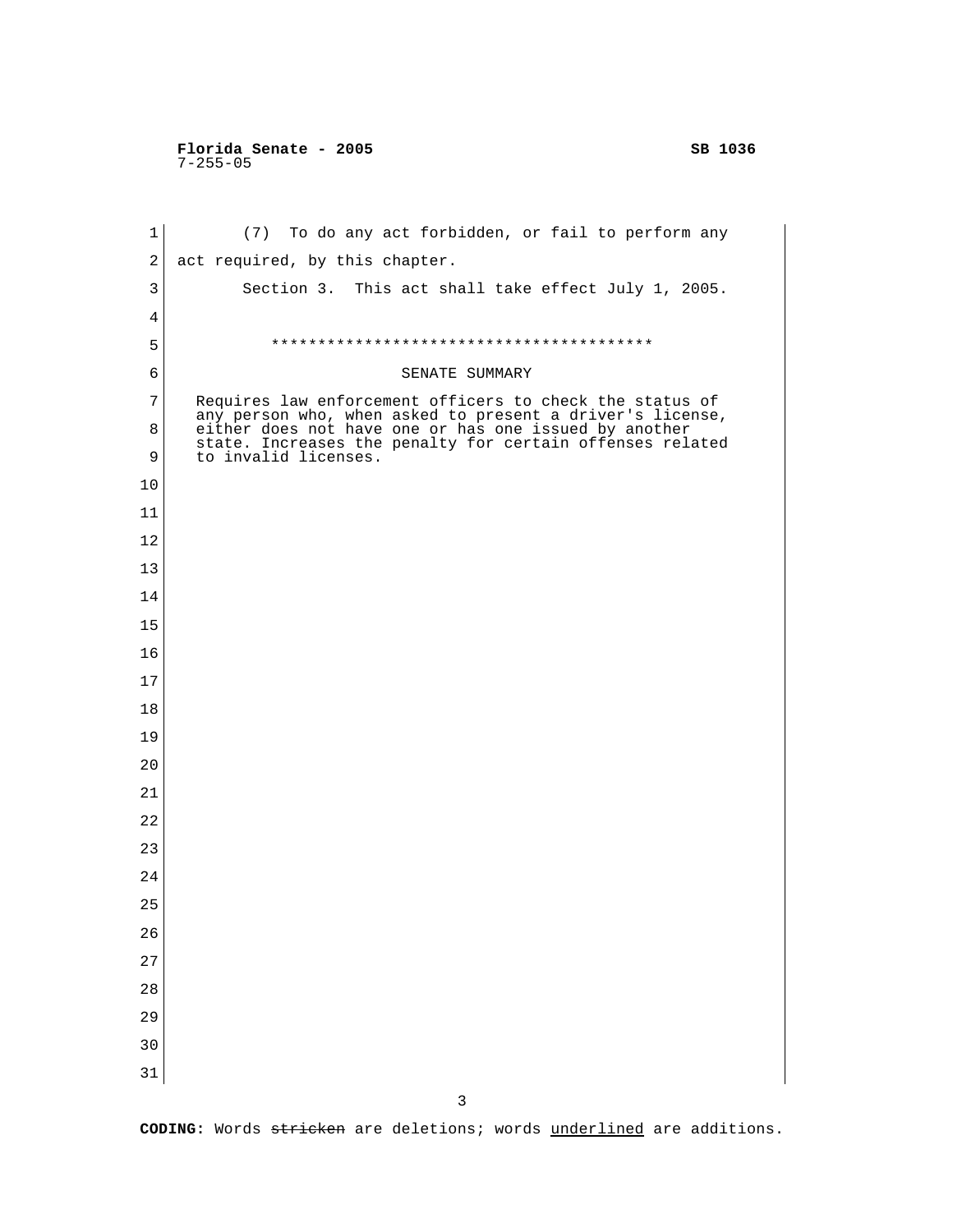(7) To do any act forbidden, or fail to perform any act required, by this chapter.

Section 3. This act shall take effect July 1, 2005.

*****************************************

SENATE SUMMARY

Requires law enforcement officers to check the status of any person who, when asked to present a driver's license, either does not have one or has one issued by another state. Increases the penalty for certain offenses related to invalid licenses.

**CODING:** Words ~~stricken~~ are deletions; words <u>underlined</u> are additions.